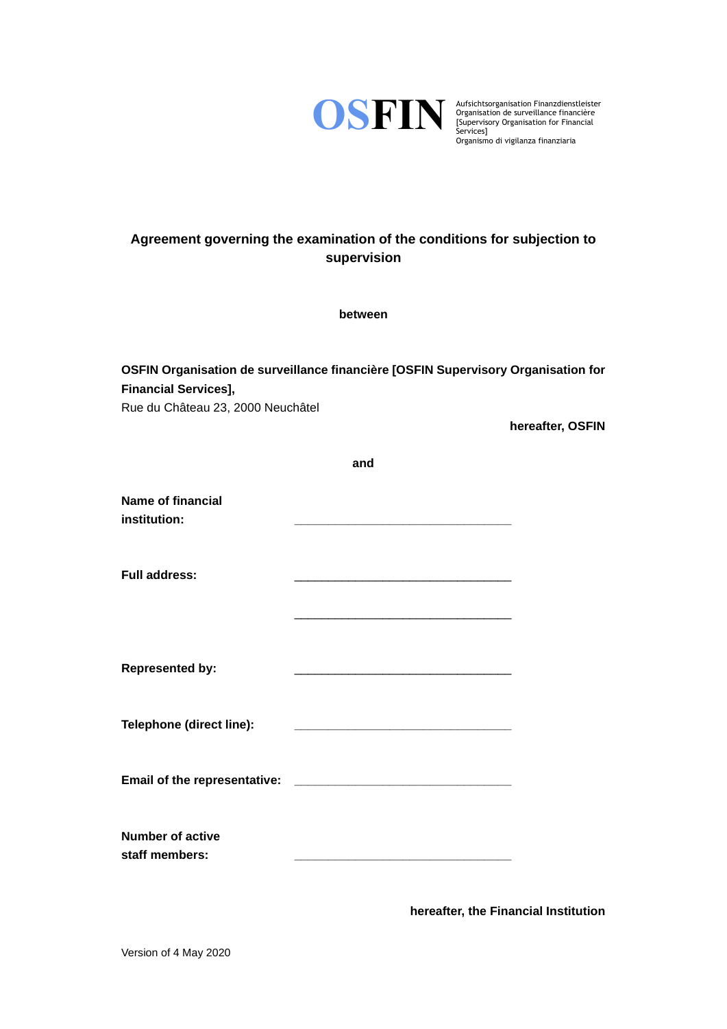**OSFIN**

Aufsichtsorganisation Finanzdienstleister
Organisation de surveillance financière
[Supervisory Organisation for Financial Services]
Organismo di vigilanza finanziaria

# Agreement governing the examination of the conditions for subjection to supervision

**between**

**OSFIN Organisation de surveillance financière [OSFIN Supervisory Organisation for Financial Services],**
Rue du Château 23, 2000 Neuchâtel

**hereafter, OSFIN**

**and**

**Name of financial institution:** ________________________________

**Full address:** ________________________________

________________________________

**Represented by:** ________________________________

**Telephone (direct line):** ________________________________

**Email of the representative:** ________________________________

**Number of active staff members:** ________________________________

**hereafter, the Financial Institution**

Version of 4 May 2020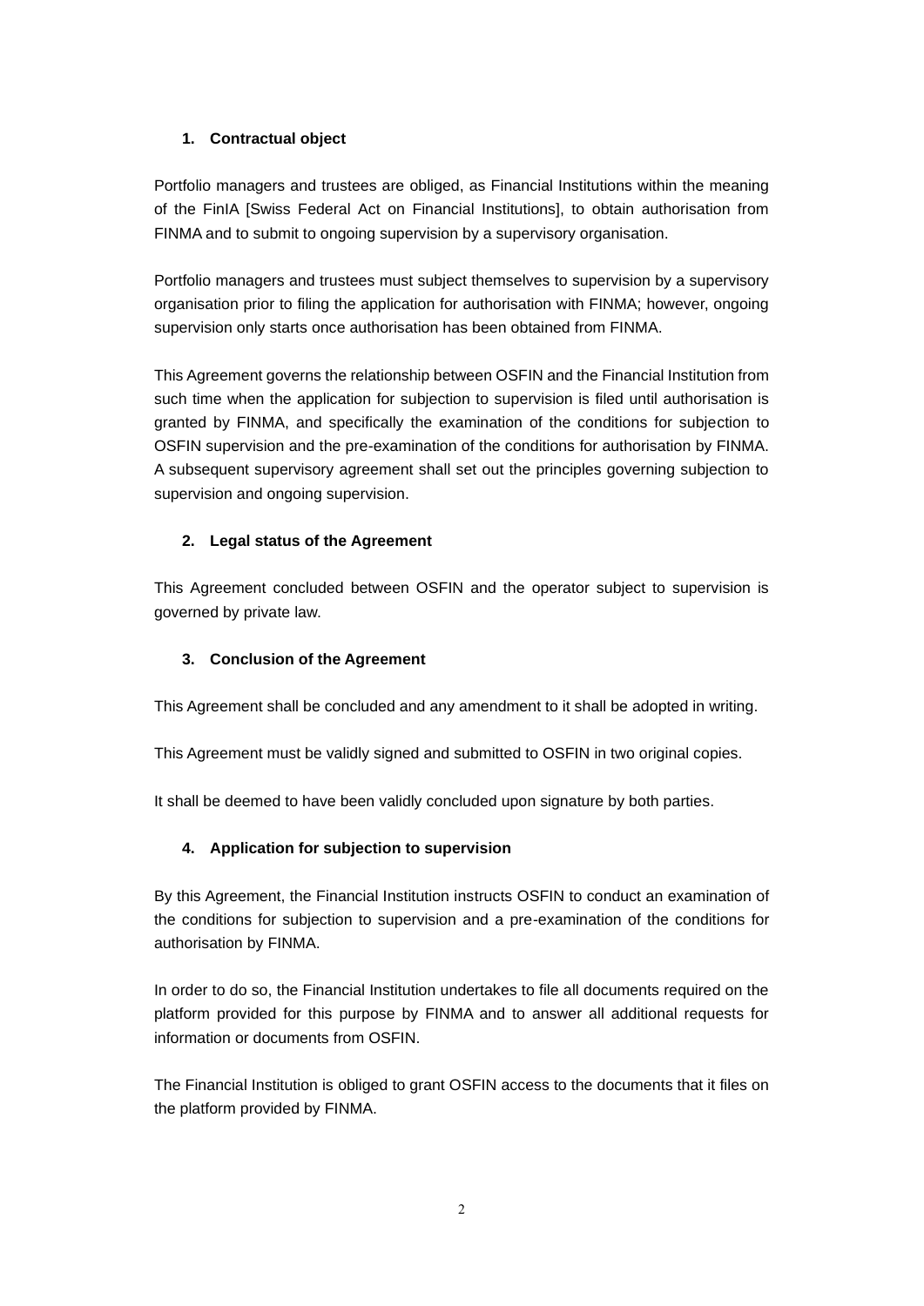## 1. Contractual object

Portfolio managers and trustees are obliged, as Financial Institutions within the meaning of the FinIA [Swiss Federal Act on Financial Institutions], to obtain authorisation from FINMA and to submit to ongoing supervision by a supervisory organisation.

Portfolio managers and trustees must subject themselves to supervision by a supervisory organisation prior to filing the application for authorisation with FINMA; however, ongoing supervision only starts once authorisation has been obtained from FINMA.

This Agreement governs the relationship between OSFIN and the Financial Institution from such time when the application for subjection to supervision is filed until authorisation is granted by FINMA, and specifically the examination of the conditions for subjection to OSFIN supervision and the pre-examination of the conditions for authorisation by FINMA. A subsequent supervisory agreement shall set out the principles governing subjection to supervision and ongoing supervision.

## 2. Legal status of the Agreement

This Agreement concluded between OSFIN and the operator subject to supervision is governed by private law.

## 3. Conclusion of the Agreement

This Agreement shall be concluded and any amendment to it shall be adopted in writing.

This Agreement must be validly signed and submitted to OSFIN in two original copies.

It shall be deemed to have been validly concluded upon signature by both parties.

## 4. Application for subjection to supervision

By this Agreement, the Financial Institution instructs OSFIN to conduct an examination of the conditions for subjection to supervision and a pre-examination of the conditions for authorisation by FINMA.

In order to do so, the Financial Institution undertakes to file all documents required on the platform provided for this purpose by FINMA and to answer all additional requests for information or documents from OSFIN.

The Financial Institution is obliged to grant OSFIN access to the documents that it files on the platform provided by FINMA.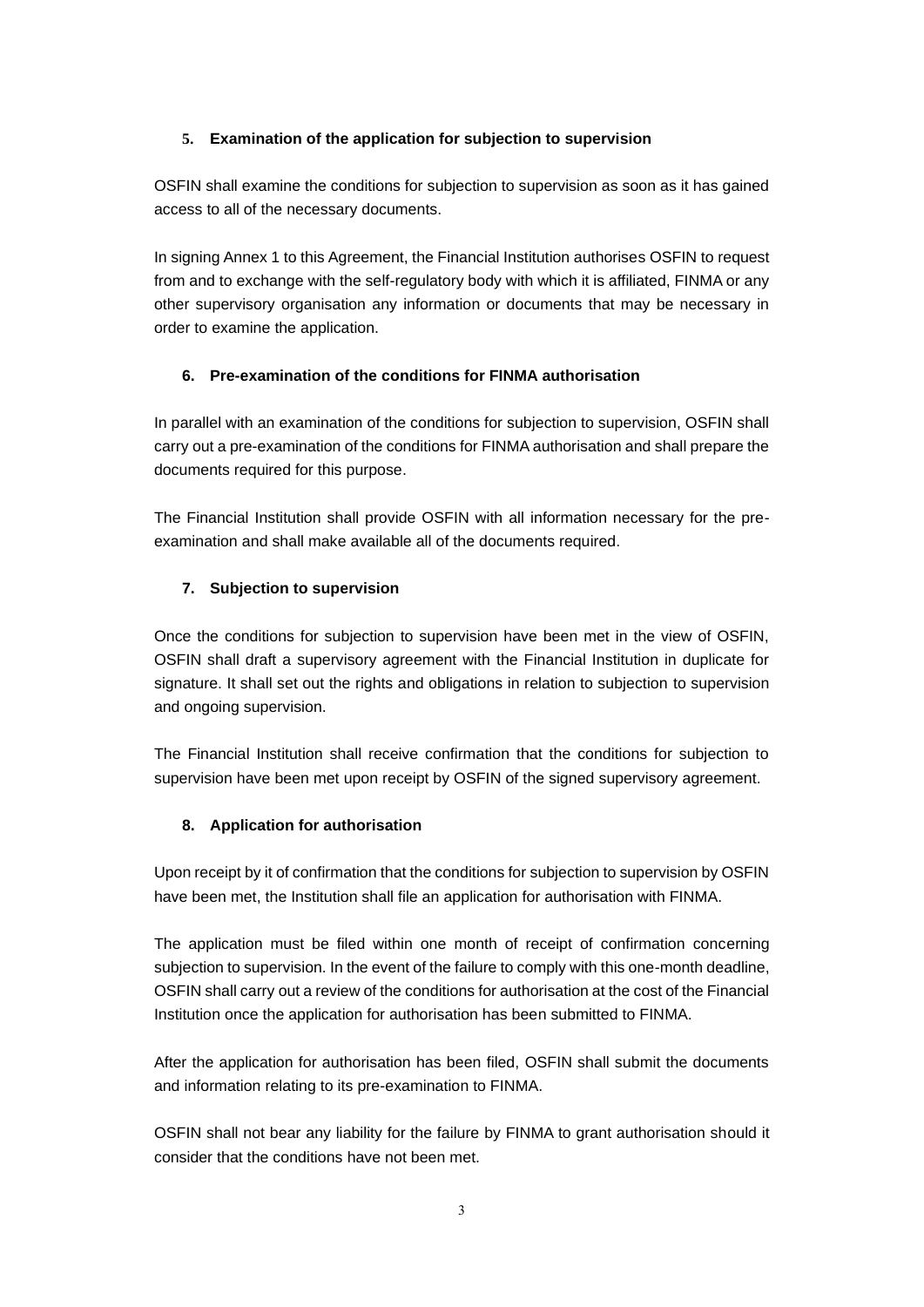## 5. Examination of the application for subjection to supervision

OSFIN shall examine the conditions for subjection to supervision as soon as it has gained access to all of the necessary documents.

In signing Annex 1 to this Agreement, the Financial Institution authorises OSFIN to request from and to exchange with the self-regulatory body with which it is affiliated, FINMA or any other supervisory organisation any information or documents that may be necessary in order to examine the application.

## 6. Pre-examination of the conditions for FINMA authorisation

In parallel with an examination of the conditions for subjection to supervision, OSFIN shall carry out a pre-examination of the conditions for FINMA authorisation and shall prepare the documents required for this purpose.

The Financial Institution shall provide OSFIN with all information necessary for the pre-examination and shall make available all of the documents required.

## 7. Subjection to supervision

Once the conditions for subjection to supervision have been met in the view of OSFIN, OSFIN shall draft a supervisory agreement with the Financial Institution in duplicate for signature. It shall set out the rights and obligations in relation to subjection to supervision and ongoing supervision.

The Financial Institution shall receive confirmation that the conditions for subjection to supervision have been met upon receipt by OSFIN of the signed supervisory agreement.

## 8. Application for authorisation

Upon receipt by it of confirmation that the conditions for subjection to supervision by OSFIN have been met, the Institution shall file an application for authorisation with FINMA.

The application must be filed within one month of receipt of confirmation concerning subjection to supervision. In the event of the failure to comply with this one-month deadline, OSFIN shall carry out a review of the conditions for authorisation at the cost of the Financial Institution once the application for authorisation has been submitted to FINMA.

After the application for authorisation has been filed, OSFIN shall submit the documents and information relating to its pre-examination to FINMA.

OSFIN shall not bear any liability for the failure by FINMA to grant authorisation should it consider that the conditions have not been met.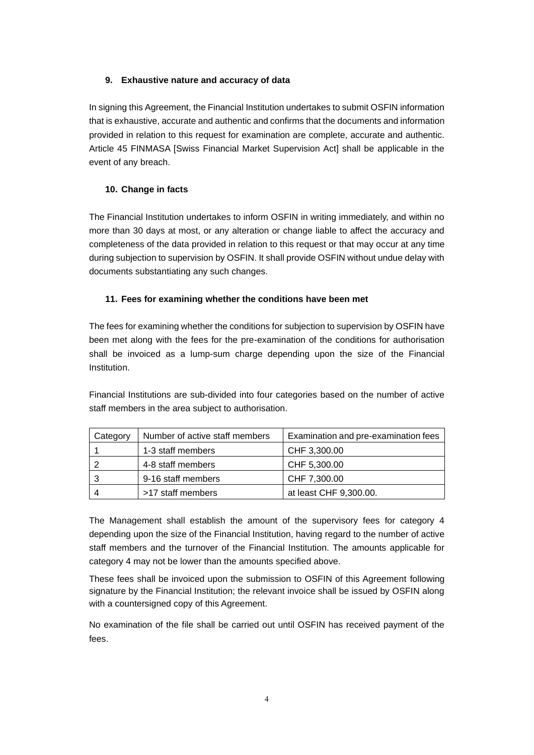### 9. Exhaustive nature and accuracy of data

In signing this Agreement, the Financial Institution undertakes to submit OSFIN information that is exhaustive, accurate and authentic and confirms that the documents and information provided in relation to this request for examination are complete, accurate and authentic. Article 45 FINMASA [Swiss Financial Market Supervision Act] shall be applicable in the event of any breach.

### 10. Change in facts

The Financial Institution undertakes to inform OSFIN in writing immediately, and within no more than 30 days at most, or any alteration or change liable to affect the accuracy and completeness of the data provided in relation to this request or that may occur at any time during subjection to supervision by OSFIN. It shall provide OSFIN without undue delay with documents substantiating any such changes.

### 11. Fees for examining whether the conditions have been met

The fees for examining whether the conditions for subjection to supervision by OSFIN have been met along with the fees for the pre-examination of the conditions for authorisation shall be invoiced as a lump-sum charge depending upon the size of the Financial Institution.

Financial Institutions are sub-divided into four categories based on the number of active staff members in the area subject to authorisation.

| Category | Number of active staff members | Examination and pre-examination fees |
|---|---|---|
| 1 | 1-3 staff members | CHF 3,300.00 |
| 2 | 4-8 staff members | CHF 5,300.00 |
| 3 | 9-16 staff members | CHF 7,300.00 |
| 4 | >17 staff members | at least CHF 9,300.00. |

The Management shall establish the amount of the supervisory fees for category 4 depending upon the size of the Financial Institution, having regard to the number of active staff members and the turnover of the Financial Institution. The amounts applicable for category 4 may not be lower than the amounts specified above.

These fees shall be invoiced upon the submission to OSFIN of this Agreement following signature by the Financial Institution; the relevant invoice shall be issued by OSFIN along with a countersigned copy of this Agreement.

No examination of the file shall be carried out until OSFIN has received payment of the fees.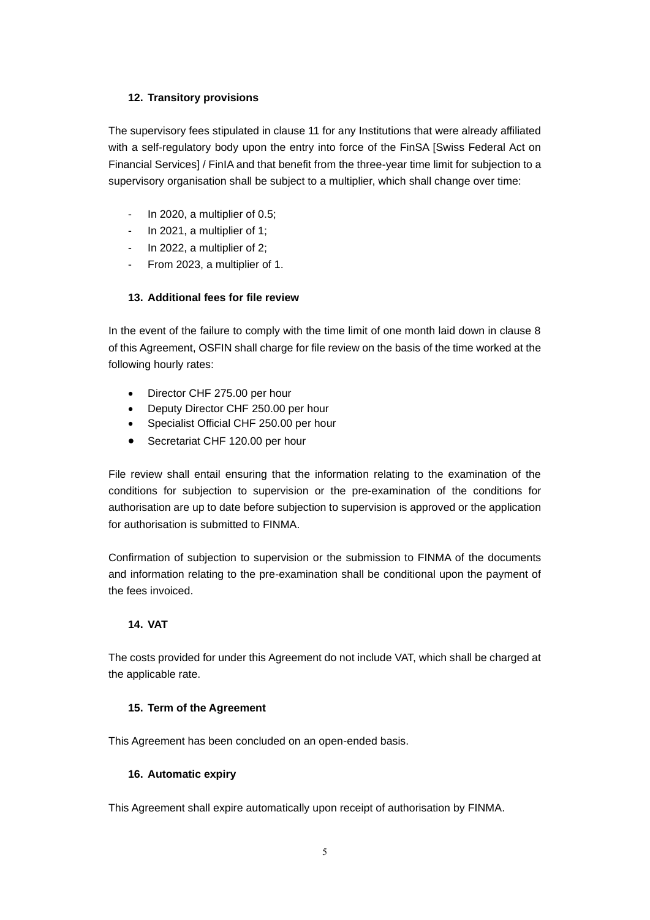## 12. Transitory provisions

The supervisory fees stipulated in clause 11 for any Institutions that were already affiliated with a self-regulatory body upon the entry into force of the FinSA [Swiss Federal Act on Financial Services] / FinIA and that benefit from the three-year time limit for subjection to a supervisory organisation shall be subject to a multiplier, which shall change over time:

- In 2020, a multiplier of 0.5;
- In 2021, a multiplier of 1;
- In 2022, a multiplier of 2;
- From 2023, a multiplier of 1.

## 13. Additional fees for file review

In the event of the failure to comply with the time limit of one month laid down in clause 8 of this Agreement, OSFIN shall charge for file review on the basis of the time worked at the following hourly rates:

- Director CHF 275.00 per hour
- Deputy Director CHF 250.00 per hour
- Specialist Official CHF 250.00 per hour
- Secretariat CHF 120.00 per hour

File review shall entail ensuring that the information relating to the examination of the conditions for subjection to supervision or the pre-examination of the conditions for authorisation are up to date before subjection to supervision is approved or the application for authorisation is submitted to FINMA.

Confirmation of subjection to supervision or the submission to FINMA of the documents and information relating to the pre-examination shall be conditional upon the payment of the fees invoiced.

## 14. VAT

The costs provided for under this Agreement do not include VAT, which shall be charged at the applicable rate.

## 15. Term of the Agreement

This Agreement has been concluded on an open-ended basis.

## 16. Automatic expiry

This Agreement shall expire automatically upon receipt of authorisation by FINMA.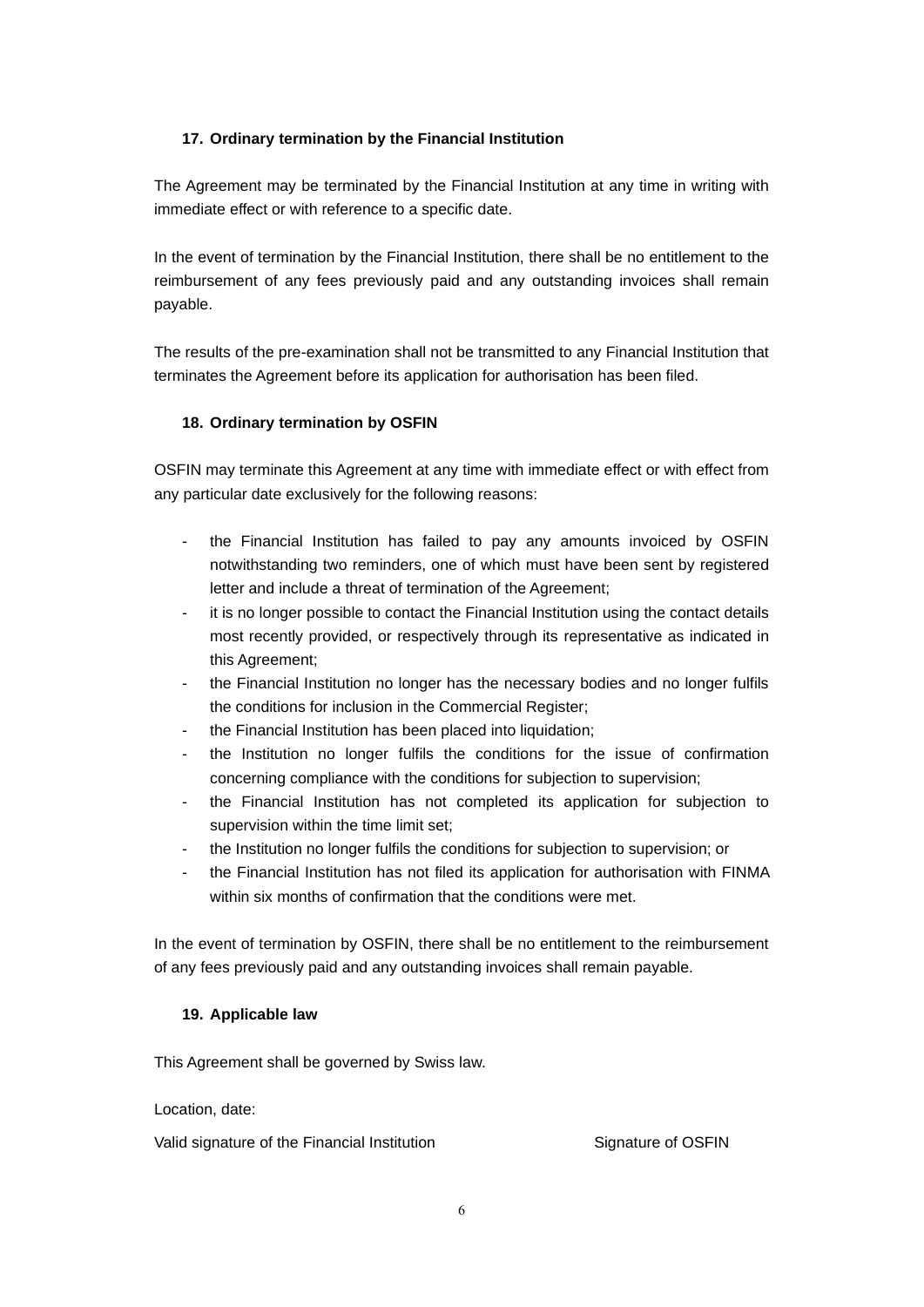## 17. Ordinary termination by the Financial Institution

The Agreement may be terminated by the Financial Institution at any time in writing with immediate effect or with reference to a specific date.

In the event of termination by the Financial Institution, there shall be no entitlement to the reimbursement of any fees previously paid and any outstanding invoices shall remain payable.

The results of the pre-examination shall not be transmitted to any Financial Institution that terminates the Agreement before its application for authorisation has been filed.

## 18. Ordinary termination by OSFIN

OSFIN may terminate this Agreement at any time with immediate effect or with effect from any particular date exclusively for the following reasons:

- the Financial Institution has failed to pay any amounts invoiced by OSFIN notwithstanding two reminders, one of which must have been sent by registered letter and include a threat of termination of the Agreement;
- it is no longer possible to contact the Financial Institution using the contact details most recently provided, or respectively through its representative as indicated in this Agreement;
- the Financial Institution no longer has the necessary bodies and no longer fulfils the conditions for inclusion in the Commercial Register;
- the Financial Institution has been placed into liquidation;
- the Institution no longer fulfils the conditions for the issue of confirmation concerning compliance with the conditions for subjection to supervision;
- the Financial Institution has not completed its application for subjection to supervision within the time limit set;
- the Institution no longer fulfils the conditions for subjection to supervision; or
- the Financial Institution has not filed its application for authorisation with FINMA within six months of confirmation that the conditions were met.

In the event of termination by OSFIN, there shall be no entitlement to the reimbursement of any fees previously paid and any outstanding invoices shall remain payable.

## 19. Applicable law

This Agreement shall be governed by Swiss law.

Location, date:

Valid signature of the Financial Institution    Signature of OSFIN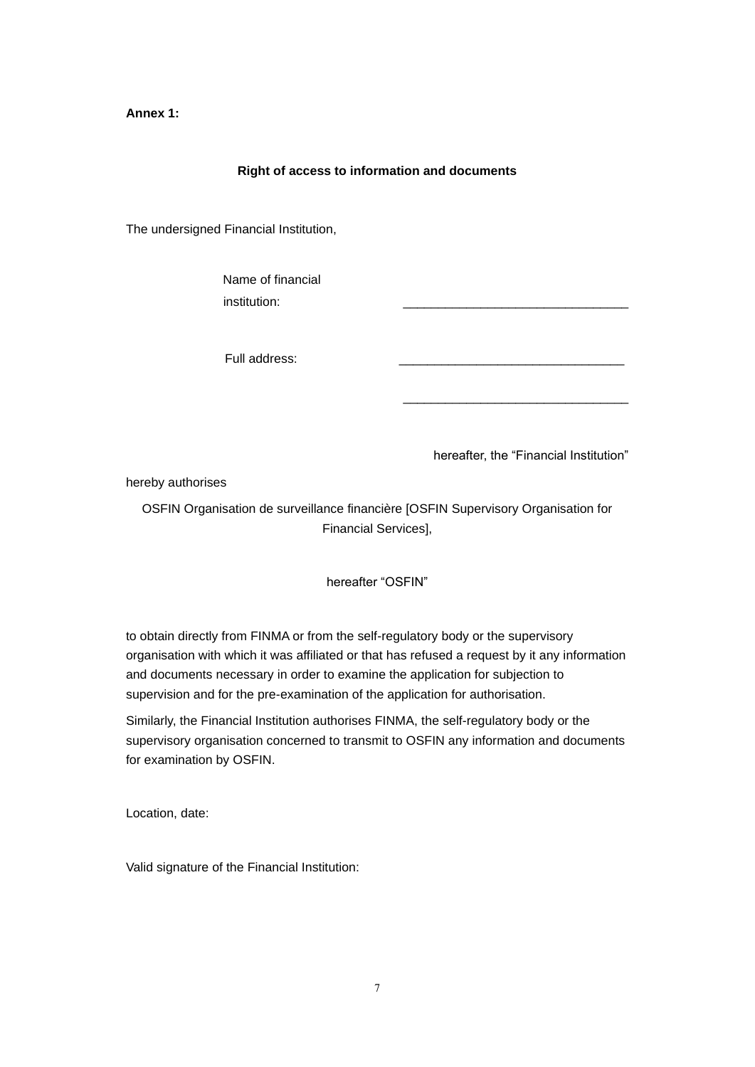**Annex 1:**

**Right of access to information and documents**

The undersigned Financial Institution,

Name of financial institution: ________________________________

Full address: ________________________________

________________________________

hereafter, the "Financial Institution"

hereby authorises

OSFIN Organisation de surveillance financière [OSFIN Supervisory Organisation for Financial Services],

hereafter "OSFIN"

to obtain directly from FINMA or from the self-regulatory body or the supervisory organisation with which it was affiliated or that has refused a request by it any information and documents necessary in order to examine the application for subjection to supervision and for the pre-examination of the application for authorisation.

Similarly, the Financial Institution authorises FINMA, the self-regulatory body or the supervisory organisation concerned to transmit to OSFIN any information and documents for examination by OSFIN.

Location, date:

Valid signature of the Financial Institution: